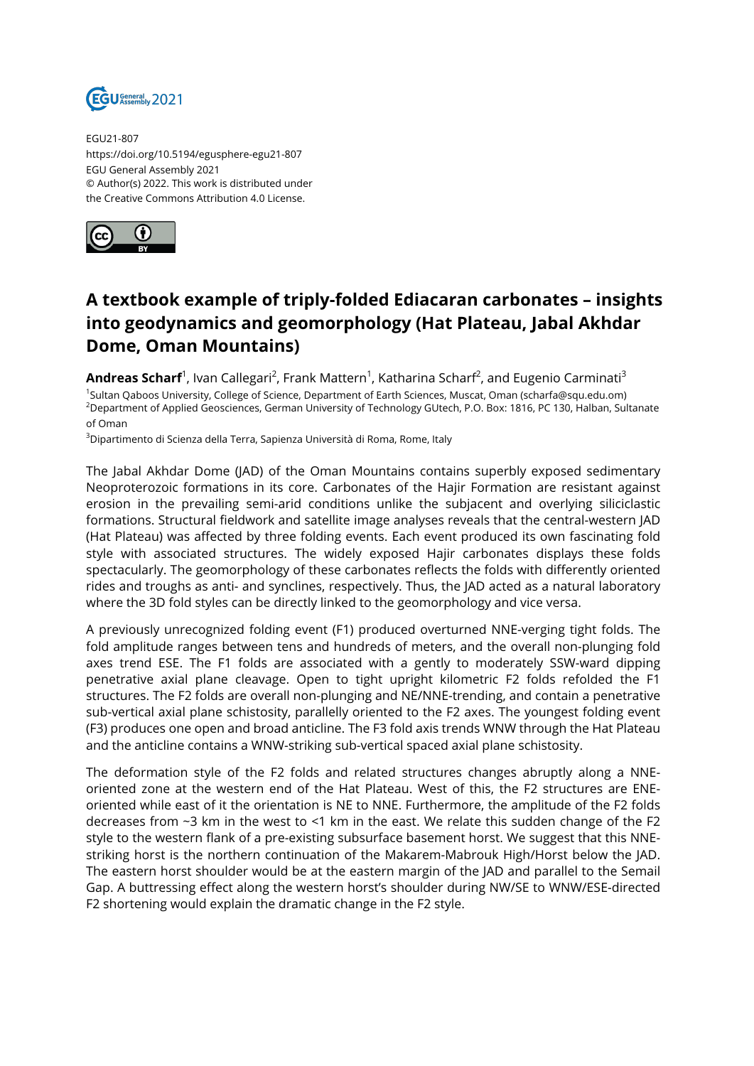EGU21-807
https://doi.org/10.5194/egusphere-egu21-807
EGU General Assembly 2021
© Author(s) 2022. This work is distributed under
the Creative Commons Attribution 4.0 License.

# A textbook example of triply-folded Ediacaran carbonates – insights into geodynamics and geomorphology (Hat Plateau, Jabal Akhdar Dome, Oman Mountains)

**Andreas Scharf**[1], Ivan Callegari[2], Frank Mattern[1], Katharina Scharf[2], and Eugenio Carminati[3]

[1]Sultan Qaboos University, College of Science, Department of Earth Sciences, Muscat, Oman (scharfa@squ.edu.om)
[2]Department of Applied Geosciences, German University of Technology GUtech, P.O. Box: 1816, PC 130, Halban, Sultanate of Oman
[3]Dipartimento di Scienza della Terra, Sapienza Università di Roma, Rome, Italy

The Jabal Akhdar Dome (JAD) of the Oman Mountains contains superbly exposed sedimentary Neoproterozoic formations in its core. Carbonates of the Hajir Formation are resistant against erosion in the prevailing semi-arid conditions unlike the subjacent and overlying siliciclastic formations. Structural fieldwork and satellite image analyses reveals that the central-western JAD (Hat Plateau) was affected by three folding events. Each event produced its own fascinating fold style with associated structures. The widely exposed Hajir carbonates displays these folds spectacularly. The geomorphology of these carbonates reflects the folds with differently oriented rides and troughs as anti- and synclines, respectively. Thus, the JAD acted as a natural laboratory where the 3D fold styles can be directly linked to the geomorphology and vice versa.

A previously unrecognized folding event (F1) produced overturned NNE-verging tight folds. The fold amplitude ranges between tens and hundreds of meters, and the overall non-plunging fold axes trend ESE. The F1 folds are associated with a gently to moderately SSW-ward dipping penetrative axial plane cleavage. Open to tight upright kilometric F2 folds refolded the F1 structures. The F2 folds are overall non-plunging and NE/NNE-trending, and contain a penetrative sub-vertical axial plane schistosity, parallelly oriented to the F2 axes. The youngest folding event (F3) produces one open and broad anticline. The F3 fold axis trends WNW through the Hat Plateau and the anticline contains a WNW-striking sub-vertical spaced axial plane schistosity.

The deformation style of the F2 folds and related structures changes abruptly along a NNE-oriented zone at the western end of the Hat Plateau. West of this, the F2 structures are ENE-oriented while east of it the orientation is NE to NNE. Furthermore, the amplitude of the F2 folds decreases from ~3 km in the west to <1 km in the east. We relate this sudden change of the F2 style to the western flank of a pre-existing subsurface basement horst. We suggest that this NNE-striking horst is the northern continuation of the Makarem-Mabrouk High/Horst below the JAD. The eastern horst shoulder would be at the eastern margin of the JAD and parallel to the Semail Gap. A buttressing effect along the western horst's shoulder during NW/SE to WNW/ESE-directed F2 shortening would explain the dramatic change in the F2 style.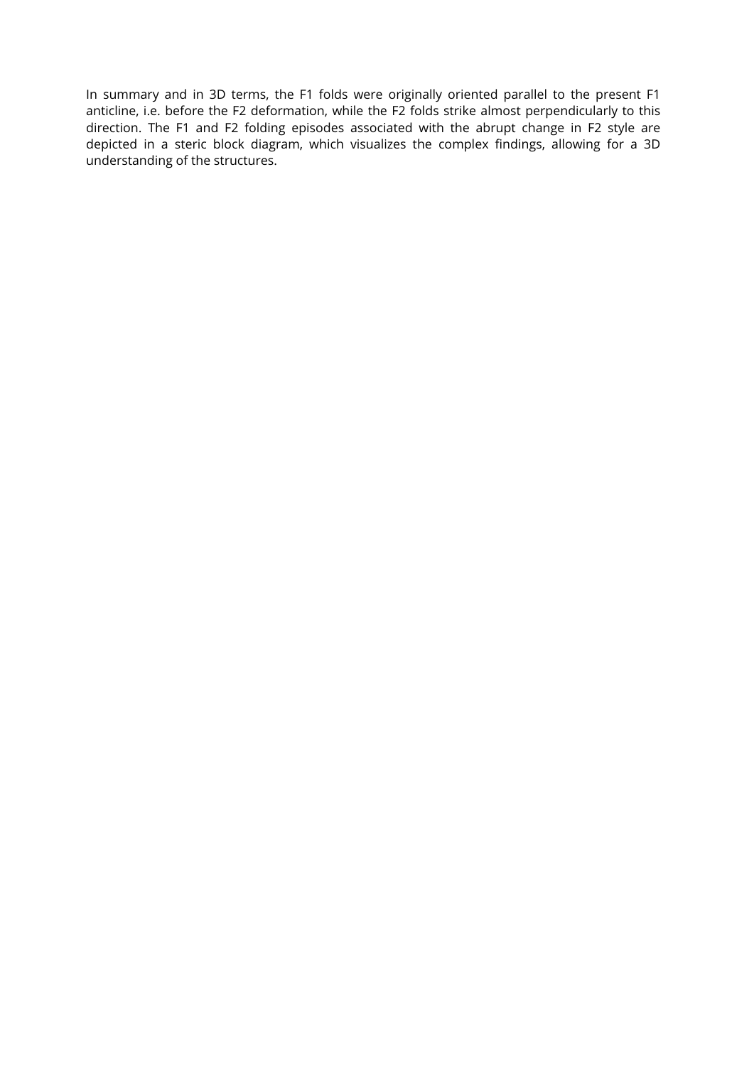In summary and in 3D terms, the F1 folds were originally oriented parallel to the present F1 anticline, i.e. before the F2 deformation, while the F2 folds strike almost perpendicularly to this direction. The F1 and F2 folding episodes associated with the abrupt change in F2 style are depicted in a steric block diagram, which visualizes the complex findings, allowing for a 3D understanding of the structures.